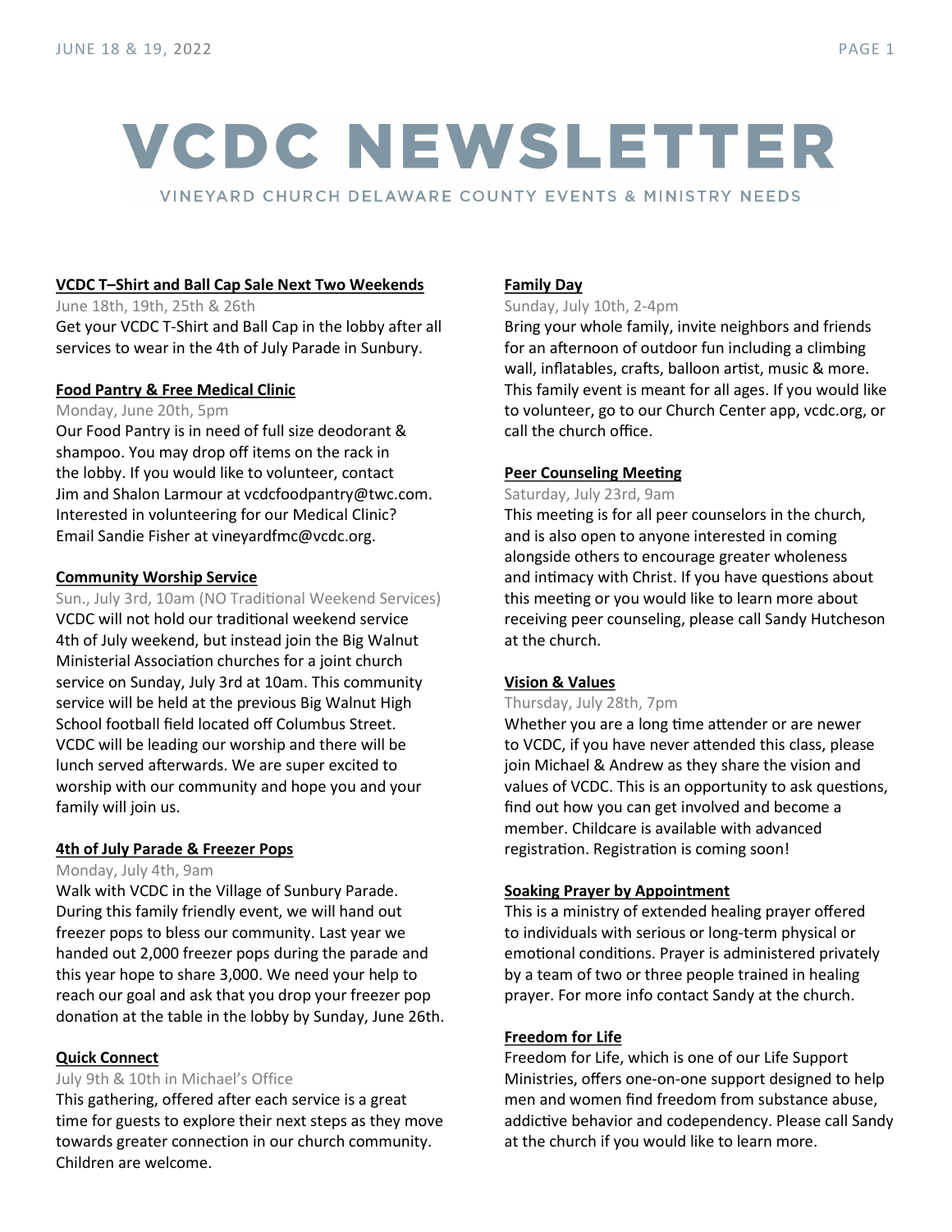# VCDC NEWSLETTER

VINEYARD CHURCH DELAWARE COUNTY EVENTS & MINISTRY NEEDS

**VCDC T–Shirt and Ball Cap Sale Next Two Weekends**

June 18th, 19th, 25th & 26th

Get your VCDC T-Shirt and Ball Cap in the lobby after all services to wear in the 4th of July Parade in Sunbury.

**Food Pantry & Free Medical Clinic**

Monday, June 20th, 5pm

Our Food Pantry is in need of full size deodorant & shampoo. You may drop off items on the rack in the lobby. If you would like to volunteer, contact Jim and Shalon Larmour at vcdcfoodpantry@twc.com. Interested in volunteering for our Medical Clinic? Email Sandie Fisher at vineyardfmc@vcdc.org.

**Community Worship Service**

Sun., July 3rd, 10am (NO Traditional Weekend Services)

VCDC will not hold our traditional weekend service 4th of July weekend, but instead join the Big Walnut Ministerial Association churches for a joint church service on Sunday, July 3rd at 10am. This community service will be held at the previous Big Walnut High School football field located off Columbus Street. VCDC will be leading our worship and there will be lunch served afterwards. We are super excited to worship with our community and hope you and your family will join us.

**4th of July Parade & Freezer Pops**

Monday, July 4th, 9am

Walk with VCDC in the Village of Sunbury Parade. During this family friendly event, we will hand out freezer pops to bless our community. Last year we handed out 2,000 freezer pops during the parade and this year hope to share 3,000. We need your help to reach our goal and ask that you drop your freezer pop donation at the table in the lobby by Sunday, June 26th.

**Quick Connect**

July 9th & 10th in Michael's Office

This gathering, offered after each service is a great time for guests to explore their next steps as they move towards greater connection in our church community. Children are welcome.

**Family Day**

Sunday, July 10th, 2-4pm

Bring your whole family, invite neighbors and friends for an afternoon of outdoor fun including a climbing wall, inflatables, crafts, balloon artist, music & more. This family event is meant for all ages. If you would like to volunteer, go to our Church Center app, vcdc.org, or call the church office.

**Peer Counseling Meeting**

Saturday, July 23rd, 9am

This meeting is for all peer counselors in the church, and is also open to anyone interested in coming alongside others to encourage greater wholeness and intimacy with Christ. If you have questions about this meeting or you would like to learn more about receiving peer counseling, please call Sandy Hutcheson at the church.

**Vision & Values**

Thursday, July 28th, 7pm

Whether you are a long time attender or are newer to VCDC, if you have never attended this class, please join Michael & Andrew as they share the vision and values of VCDC. This is an opportunity to ask questions, find out how you can get involved and become a member. Childcare is available with advanced registration. Registration is coming soon!

**Soaking Prayer by Appointment**

This is a ministry of extended healing prayer offered to individuals with serious or long-term physical or emotional conditions. Prayer is administered privately by a team of two or three people trained in healing prayer. For more info contact Sandy at the church.

**Freedom for Life**

Freedom for Life, which is one of our Life Support Ministries, offers one-on-one support designed to help men and women find freedom from substance abuse, addictive behavior and codependency. Please call Sandy at the church if you would like to learn more.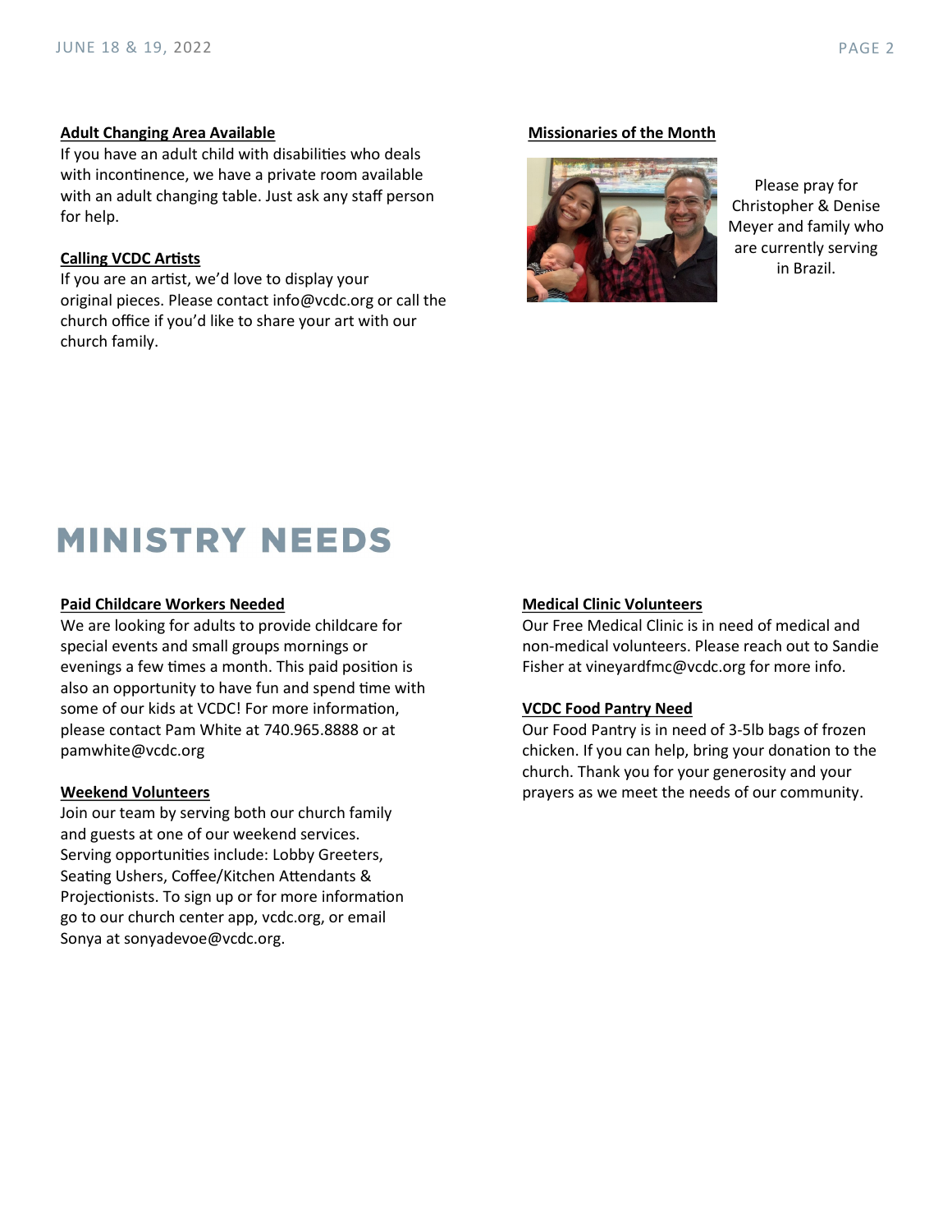**Adult Changing Area Available**

If you have an adult child with disabilities who deals with incontinence, we have a private room available with an adult changing table. Just ask any staff person for help.

**Calling VCDC Artists**

If you are an artist, we'd love to display your original pieces. Please contact info@vcdc.org or call the church office if you'd like to share your art with our church family.

**Missionaries of the Month**

Please pray for Christopher & Denise Meyer and family who are currently serving in Brazil.

# MINISTRY NEEDS

**Paid Childcare Workers Needed**

We are looking for adults to provide childcare for special events and small groups mornings or evenings a few times a month. This paid position is also an opportunity to have fun and spend time with some of our kids at VCDC! For more information, please contact Pam White at 740.965.8888 or at pamwhite@vcdc.org

**Weekend Volunteers**

Join our team by serving both our church family and guests at one of our weekend services. Serving opportunities include: Lobby Greeters, Seating Ushers, Coffee/Kitchen Attendants & Projectionists. To sign up or for more information go to our church center app, vcdc.org, or email Sonya at sonyadevoe@vcdc.org.

**Medical Clinic Volunteers**

Our Free Medical Clinic is in need of medical and non-medical volunteers. Please reach out to Sandie Fisher at vineyardfmc@vcdc.org for more info.

**VCDC Food Pantry Need**

Our Food Pantry is in need of 3-5lb bags of frozen chicken. If you can help, bring your donation to the church. Thank you for your generosity and your prayers as we meet the needs of our community.